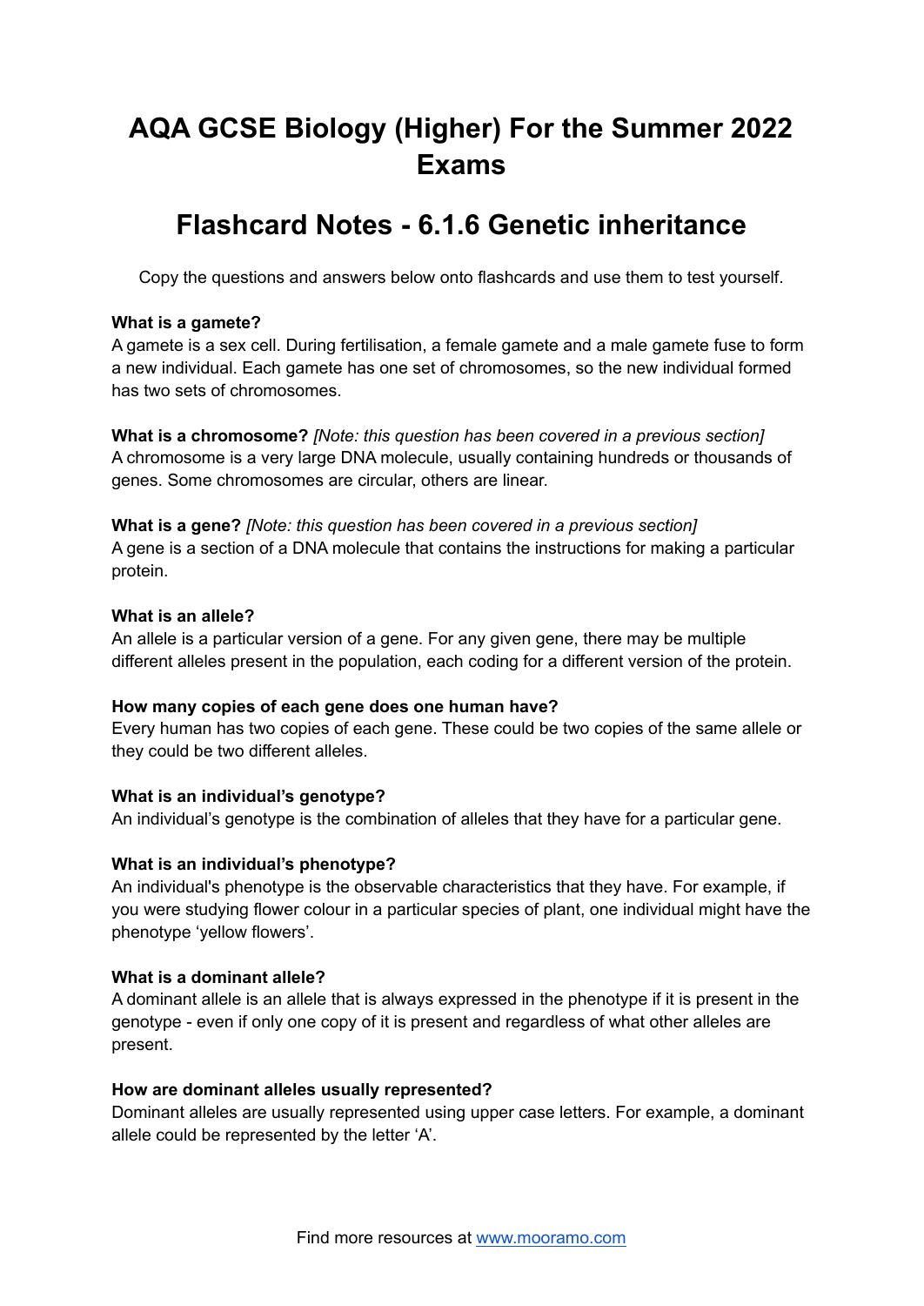# AQA GCSE Biology (Higher) For the Summer 2022 Exams

# Flashcard Notes - 6.1.6 Genetic inheritance

Copy the questions and answers below onto flashcards and use them to test yourself.

**What is a gamete?**
A gamete is a sex cell. During fertilisation, a female gamete and a male gamete fuse to form a new individual. Each gamete has one set of chromosomes, so the new individual formed has two sets of chromosomes.

**What is a chromosome?** *[Note: this question has been covered in a previous section]*
A chromosome is a very large DNA molecule, usually containing hundreds or thousands of genes. Some chromosomes are circular, others are linear.

**What is a gene?** *[Note: this question has been covered in a previous section]*
A gene is a section of a DNA molecule that contains the instructions for making a particular protein.

**What is an allele?**
An allele is a particular version of a gene. For any given gene, there may be multiple different alleles present in the population, each coding for a different version of the protein.

**How many copies of each gene does one human have?**
Every human has two copies of each gene. These could be two copies of the same allele or they could be two different alleles.

**What is an individual's genotype?**
An individual's genotype is the combination of alleles that they have for a particular gene.

**What is an individual's phenotype?**
An individual's phenotype is the observable characteristics that they have. For example, if you were studying flower colour in a particular species of plant, one individual might have the phenotype 'yellow flowers'.

**What is a dominant allele?**
A dominant allele is an allele that is always expressed in the phenotype if it is present in the genotype - even if only one copy of it is present and regardless of what other alleles are present.

**How are dominant alleles usually represented?**
Dominant alleles are usually represented using upper case letters. For example, a dominant allele could be represented by the letter 'A'.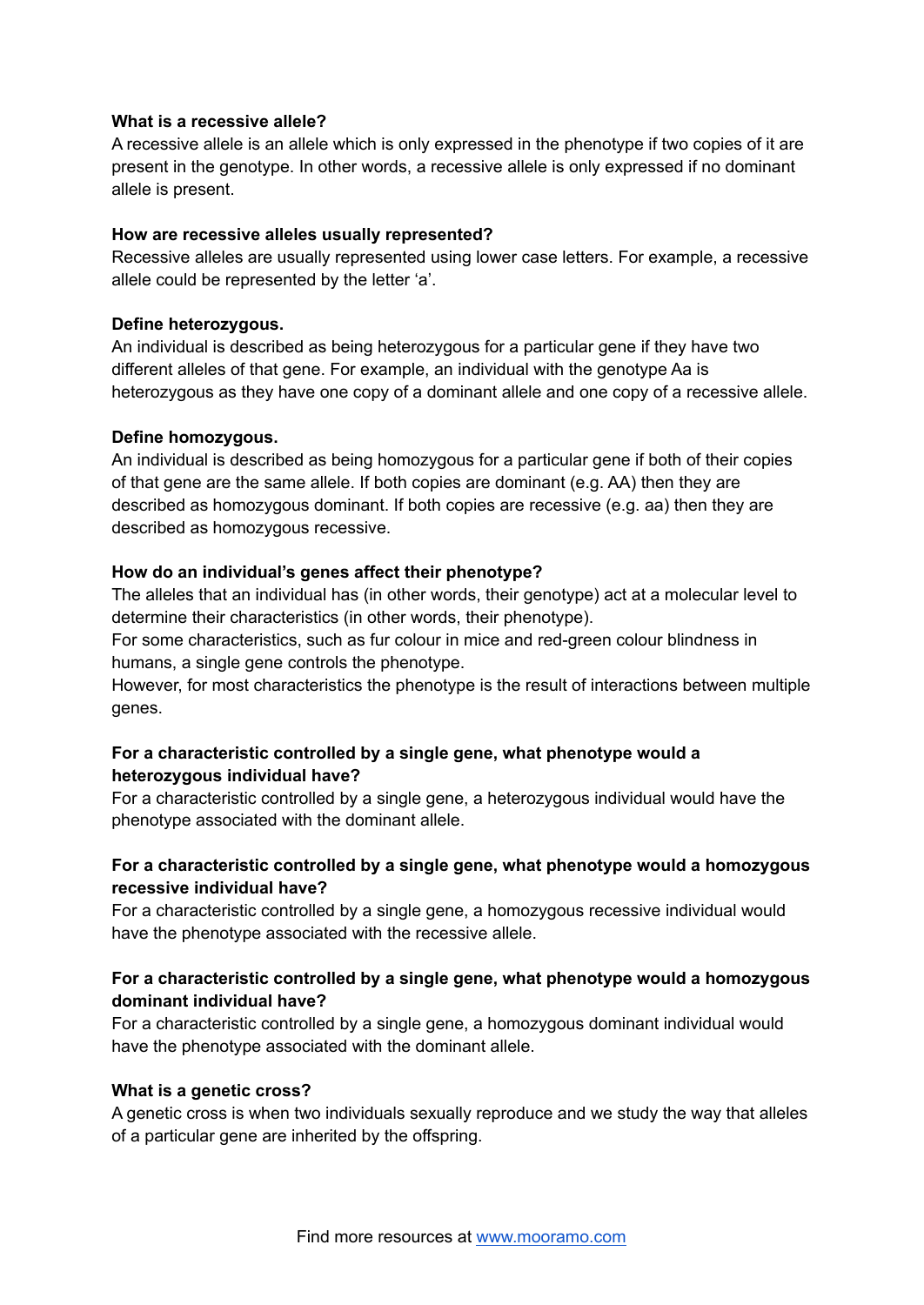**What is a recessive allele?**

A recessive allele is an allele which is only expressed in the phenotype if two copies of it are present in the genotype. In other words, a recessive allele is only expressed if no dominant allele is present.

**How are recessive alleles usually represented?**

Recessive alleles are usually represented using lower case letters. For example, a recessive allele could be represented by the letter 'a'.

**Define heterozygous.**

An individual is described as being heterozygous for a particular gene if they have two different alleles of that gene. For example, an individual with the genotype Aa is heterozygous as they have one copy of a dominant allele and one copy of a recessive allele.

**Define homozygous.**

An individual is described as being homozygous for a particular gene if both of their copies of that gene are the same allele. If both copies are dominant (e.g. AA) then they are described as homozygous dominant. If both copies are recessive (e.g. aa) then they are described as homozygous recessive.

**How do an individual's genes affect their phenotype?**

The alleles that an individual has (in other words, their genotype) act at a molecular level to determine their characteristics (in other words, their phenotype).

For some characteristics, such as fur colour in mice and red-green colour blindness in humans, a single gene controls the phenotype.

However, for most characteristics the phenotype is the result of interactions between multiple genes.

**For a characteristic controlled by a single gene, what phenotype would a heterozygous individual have?**

For a characteristic controlled by a single gene, a heterozygous individual would have the phenotype associated with the dominant allele.

**For a characteristic controlled by a single gene, what phenotype would a homozygous recessive individual have?**

For a characteristic controlled by a single gene, a homozygous recessive individual would have the phenotype associated with the recessive allele.

**For a characteristic controlled by a single gene, what phenotype would a homozygous dominant individual have?**

For a characteristic controlled by a single gene, a homozygous dominant individual would have the phenotype associated with the dominant allele.

**What is a genetic cross?**

A genetic cross is when two individuals sexually reproduce and we study the way that alleles of a particular gene are inherited by the offspring.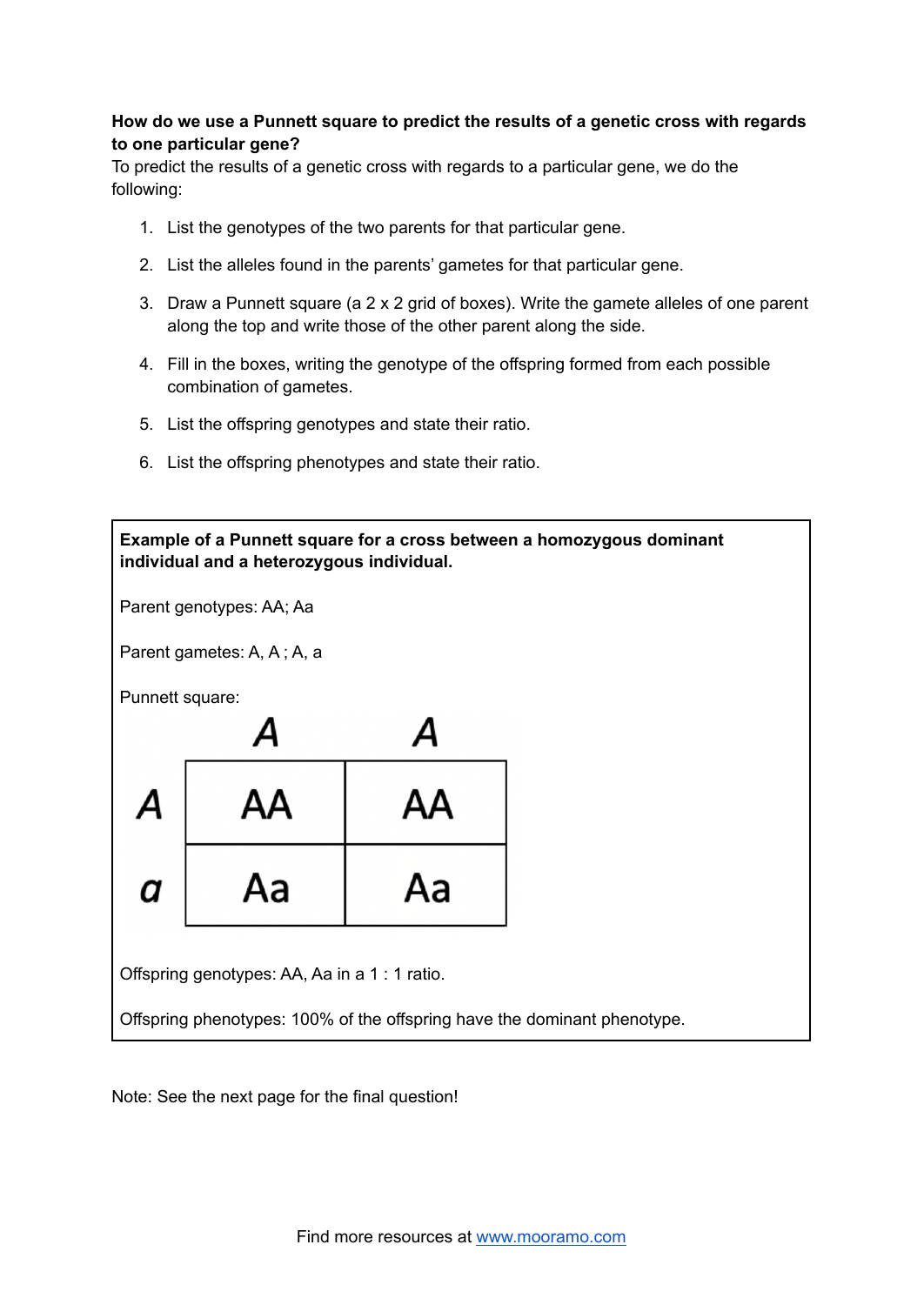**How do we use a Punnett square to predict the results of a genetic cross with regards to one particular gene?**

To predict the results of a genetic cross with regards to a particular gene, we do the following:

1. List the genotypes of the two parents for that particular gene.
2. List the alleles found in the parents' gametes for that particular gene.
3. Draw a Punnett square (a 2 x 2 grid of boxes). Write the gamete alleles of one parent along the top and write those of the other parent along the side.
4. Fill in the boxes, writing the genotype of the offspring formed from each possible combination of gametes.
5. List the offspring genotypes and state their ratio.
6. List the offspring phenotypes and state their ratio.

**Example of a Punnett square for a cross between a homozygous dominant individual and a heterozygous individual.**

Parent genotypes: AA; Aa

Parent gametes: A, A ; A, a

Punnett square:

| | *A* | *A* |
|---|---|---|
| *A* | AA | AA |
| *a* | Aa | Aa |

Offspring genotypes: AA, Aa in a 1 : 1 ratio.

Offspring phenotypes: 100% of the offspring have the dominant phenotype.

Note: See the next page for the final question!

Find more resources at www.mooramo.com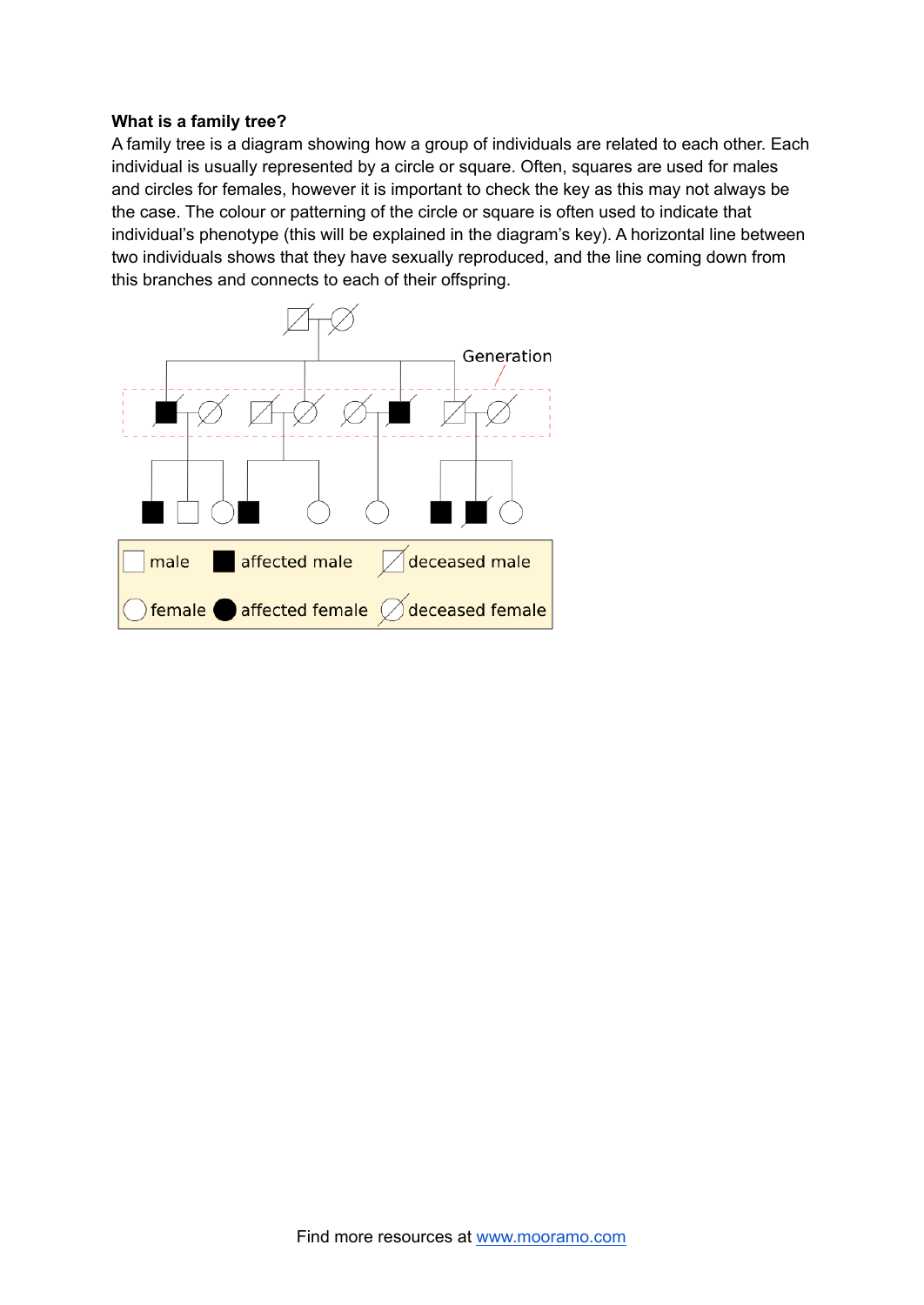**What is a family tree?**

A family tree is a diagram showing how a group of individuals are related to each other. Each individual is usually represented by a circle or square. Often, squares are used for males and circles for females, however it is important to check the key as this may not always be the case. The colour or patterning of the circle or square is often used to indicate that individual's phenotype (this will be explained in the diagram's key). A horizontal line between two individuals shows that they have sexually reproduced, and the line coming down from this branches and connects to each of their offspring.

Generation

male

affected male

deceased male

female

affected female

deceased female